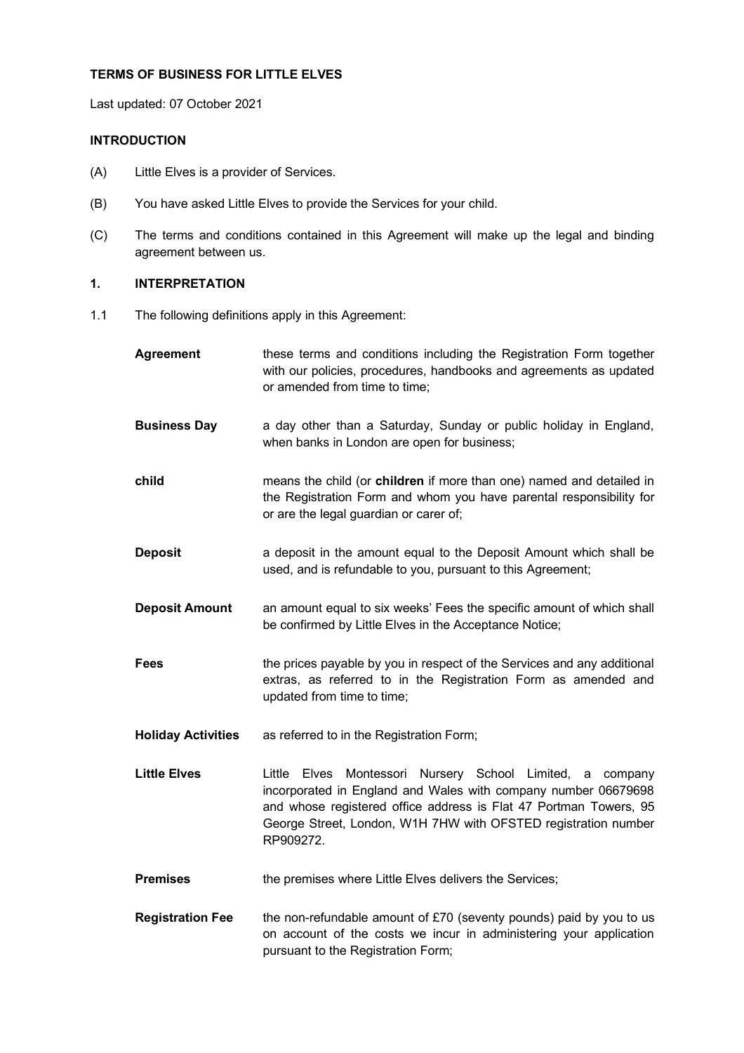# TERMS OF BUSINESS FOR LITTLE ELVES

Last updated: 07 October 2021

## INTRODUCTION

(A) Little Elves is a provider of Services.

(B) You have asked Little Elves to provide the Services for your child.

(C) The terms and conditions contained in this Agreement will make up the legal and binding agreement between us.

## 1. INTERPRETATION

1.1 The following definitions apply in this Agreement:

| | |
|---|---|
| **Agreement** | these terms and conditions including the Registration Form together with our policies, procedures, handbooks and agreements as updated or amended from time to time; |
| **Business Day** | a day other than a Saturday, Sunday or public holiday in England, when banks in London are open for business; |
| **child** | means the child (or **children** if more than one) named and detailed in the Registration Form and whom you have parental responsibility for or are the legal guardian or carer of; |
| **Deposit** | a deposit in the amount equal to the Deposit Amount which shall be used, and is refundable to you, pursuant to this Agreement; |
| **Deposit Amount** | an amount equal to six weeks' Fees the specific amount of which shall be confirmed by Little Elves in the Acceptance Notice; |
| **Fees** | the prices payable by you in respect of the Services and any additional extras, as referred to in the Registration Form as amended and updated from time to time; |
| **Holiday Activities** | as referred to in the Registration Form; |
| **Little Elves** | Little Elves Montessori Nursery School Limited, a company incorporated in England and Wales with company number 06679698 and whose registered office address is Flat 47 Portman Towers, 95 George Street, London, W1H 7HW with OFSTED registration number RP909272. |
| **Premises** | the premises where Little Elves delivers the Services; |
| **Registration Fee** | the non-refundable amount of £70 (seventy pounds) paid by you to us on account of the costs we incur in administering your application pursuant to the Registration Form; |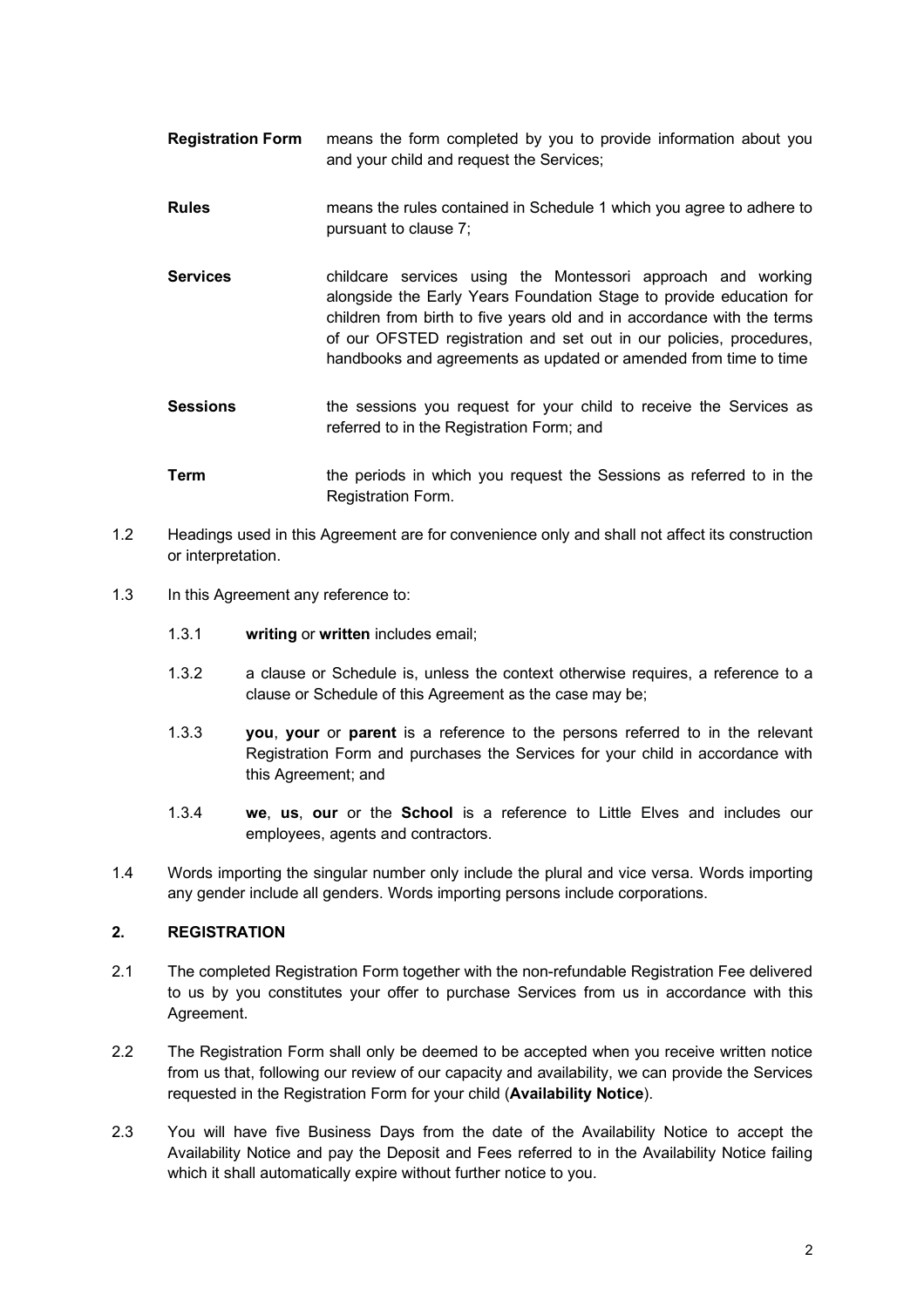**Registration Form** means the form completed by you to provide information about you and your child and request the Services;

**Rules** means the rules contained in Schedule 1 which you agree to adhere to pursuant to clause 7;

**Services** childcare services using the Montessori approach and working alongside the Early Years Foundation Stage to provide education for children from birth to five years old and in accordance with the terms of our OFSTED registration and set out in our policies, procedures, handbooks and agreements as updated or amended from time to time

**Sessions** the sessions you request for your child to receive the Services as referred to in the Registration Form; and

**Term** the periods in which you request the Sessions as referred to in the Registration Form.

1.2 Headings used in this Agreement are for convenience only and shall not affect its construction or interpretation.

1.3 In this Agreement any reference to:

1.3.1 **writing** or **written** includes email;

1.3.2 a clause or Schedule is, unless the context otherwise requires, a reference to a clause or Schedule of this Agreement as the case may be;

1.3.3 **you**, **your** or **parent** is a reference to the persons referred to in the relevant Registration Form and purchases the Services for your child in accordance with this Agreement; and

1.3.4 **we**, **us**, **our** or the **School** is a reference to Little Elves and includes our employees, agents and contractors.

1.4 Words importing the singular number only include the plural and vice versa. Words importing any gender include all genders. Words importing persons include corporations.

## 2. REGISTRATION

2.1 The completed Registration Form together with the non-refundable Registration Fee delivered to us by you constitutes your offer to purchase Services from us in accordance with this Agreement.

2.2 The Registration Form shall only be deemed to be accepted when you receive written notice from us that, following our review of our capacity and availability, we can provide the Services requested in the Registration Form for your child (**Availability Notice**).

2.3 You will have five Business Days from the date of the Availability Notice to accept the Availability Notice and pay the Deposit and Fees referred to in the Availability Notice failing which it shall automatically expire without further notice to you.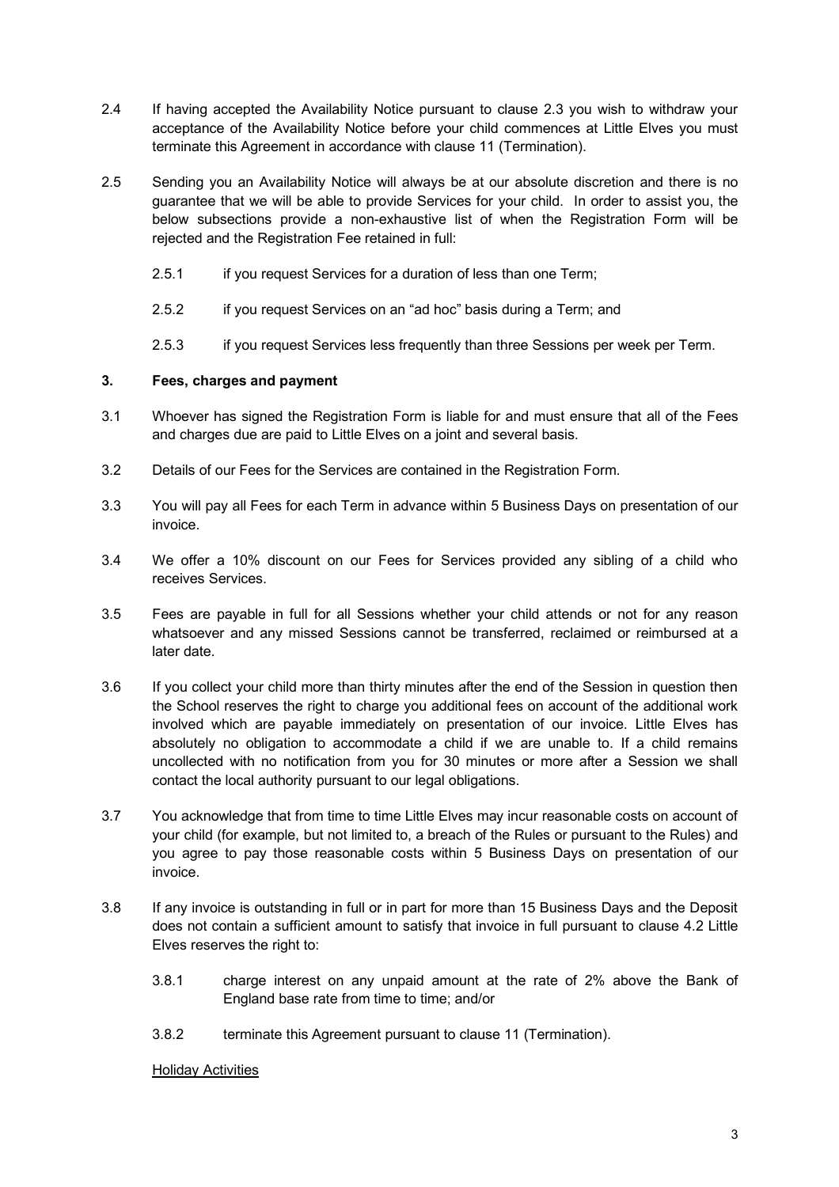2.4 If having accepted the Availability Notice pursuant to clause 2.3 you wish to withdraw your acceptance of the Availability Notice before your child commences at Little Elves you must terminate this Agreement in accordance with clause 11 (Termination).

2.5 Sending you an Availability Notice will always be at our absolute discretion and there is no guarantee that we will be able to provide Services for your child. In order to assist you, the below subsections provide a non-exhaustive list of when the Registration Form will be rejected and the Registration Fee retained in full:

2.5.1 if you request Services for a duration of less than one Term;

2.5.2 if you request Services on an "ad hoc" basis during a Term; and

2.5.3 if you request Services less frequently than three Sessions per week per Term.

## 3. Fees, charges and payment

3.1 Whoever has signed the Registration Form is liable for and must ensure that all of the Fees and charges due are paid to Little Elves on a joint and several basis.

3.2 Details of our Fees for the Services are contained in the Registration Form.

3.3 You will pay all Fees for each Term in advance within 5 Business Days on presentation of our invoice.

3.4 We offer a 10% discount on our Fees for Services provided any sibling of a child who receives Services.

3.5 Fees are payable in full for all Sessions whether your child attends or not for any reason whatsoever and any missed Sessions cannot be transferred, reclaimed or reimbursed at a later date.

3.6 If you collect your child more than thirty minutes after the end of the Session in question then the School reserves the right to charge you additional fees on account of the additional work involved which are payable immediately on presentation of our invoice. Little Elves has absolutely no obligation to accommodate a child if we are unable to. If a child remains uncollected with no notification from you for 30 minutes or more after a Session we shall contact the local authority pursuant to our legal obligations.

3.7 You acknowledge that from time to time Little Elves may incur reasonable costs on account of your child (for example, but not limited to, a breach of the Rules or pursuant to the Rules) and you agree to pay those reasonable costs within 5 Business Days on presentation of our invoice.

3.8 If any invoice is outstanding in full or in part for more than 15 Business Days and the Deposit does not contain a sufficient amount to satisfy that invoice in full pursuant to clause 4.2 Little Elves reserves the right to:

3.8.1 charge interest on any unpaid amount at the rate of 2% above the Bank of England base rate from time to time; and/or

3.8.2 terminate this Agreement pursuant to clause 11 (Termination).

<u>Holiday Activities</u>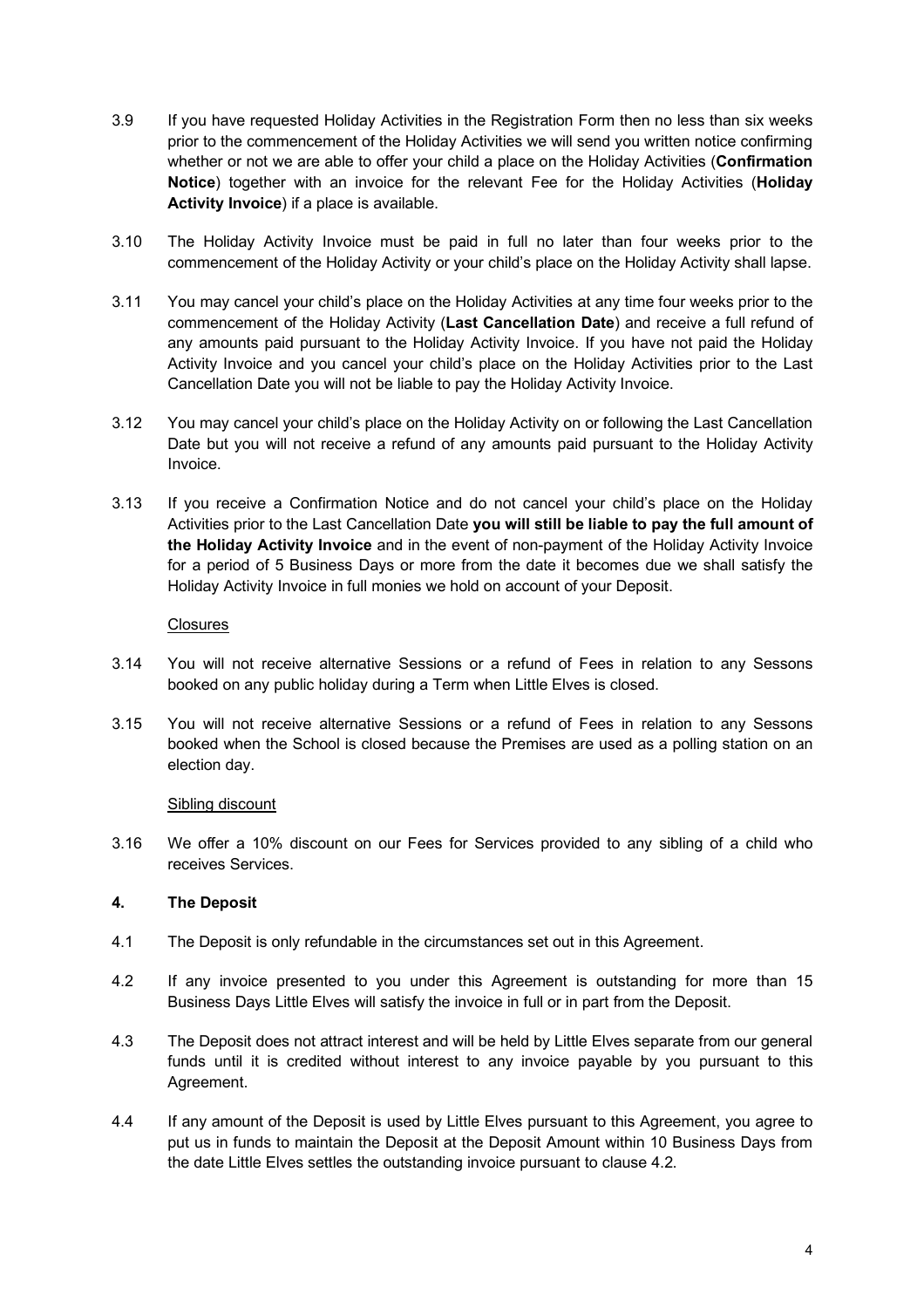3.9 If you have requested Holiday Activities in the Registration Form then no less than six weeks prior to the commencement of the Holiday Activities we will send you written notice confirming whether or not we are able to offer your child a place on the Holiday Activities (**Confirmation Notice**) together with an invoice for the relevant Fee for the Holiday Activities (**Holiday Activity Invoice**) if a place is available.

3.10 The Holiday Activity Invoice must be paid in full no later than four weeks prior to the commencement of the Holiday Activity or your child's place on the Holiday Activity shall lapse.

3.11 You may cancel your child's place on the Holiday Activities at any time four weeks prior to the commencement of the Holiday Activity (**Last Cancellation Date**) and receive a full refund of any amounts paid pursuant to the Holiday Activity Invoice. If you have not paid the Holiday Activity Invoice and you cancel your child's place on the Holiday Activities prior to the Last Cancellation Date you will not be liable to pay the Holiday Activity Invoice.

3.12 You may cancel your child's place on the Holiday Activity on or following the Last Cancellation Date but you will not receive a refund of any amounts paid pursuant to the Holiday Activity Invoice.

3.13 If you receive a Confirmation Notice and do not cancel your child's place on the Holiday Activities prior to the Last Cancellation Date **you will still be liable to pay the full amount of the Holiday Activity Invoice** and in the event of non-payment of the Holiday Activity Invoice for a period of 5 Business Days or more from the date it becomes due we shall satisfy the Holiday Activity Invoice in full monies we hold on account of your Deposit.

Closures

3.14 You will not receive alternative Sessions or a refund of Fees in relation to any Sessons booked on any public holiday during a Term when Little Elves is closed.

3.15 You will not receive alternative Sessions or a refund of Fees in relation to any Sessons booked when the School is closed because the Premises are used as a polling station on an election day.

Sibling discount

3.16 We offer a 10% discount on our Fees for Services provided to any sibling of a child who receives Services.

## 4. The Deposit

4.1 The Deposit is only refundable in the circumstances set out in this Agreement.

4.2 If any invoice presented to you under this Agreement is outstanding for more than 15 Business Days Little Elves will satisfy the invoice in full or in part from the Deposit.

4.3 The Deposit does not attract interest and will be held by Little Elves separate from our general funds until it is credited without interest to any invoice payable by you pursuant to this Agreement.

4.4 If any amount of the Deposit is used by Little Elves pursuant to this Agreement, you agree to put us in funds to maintain the Deposit at the Deposit Amount within 10 Business Days from the date Little Elves settles the outstanding invoice pursuant to clause 4.2.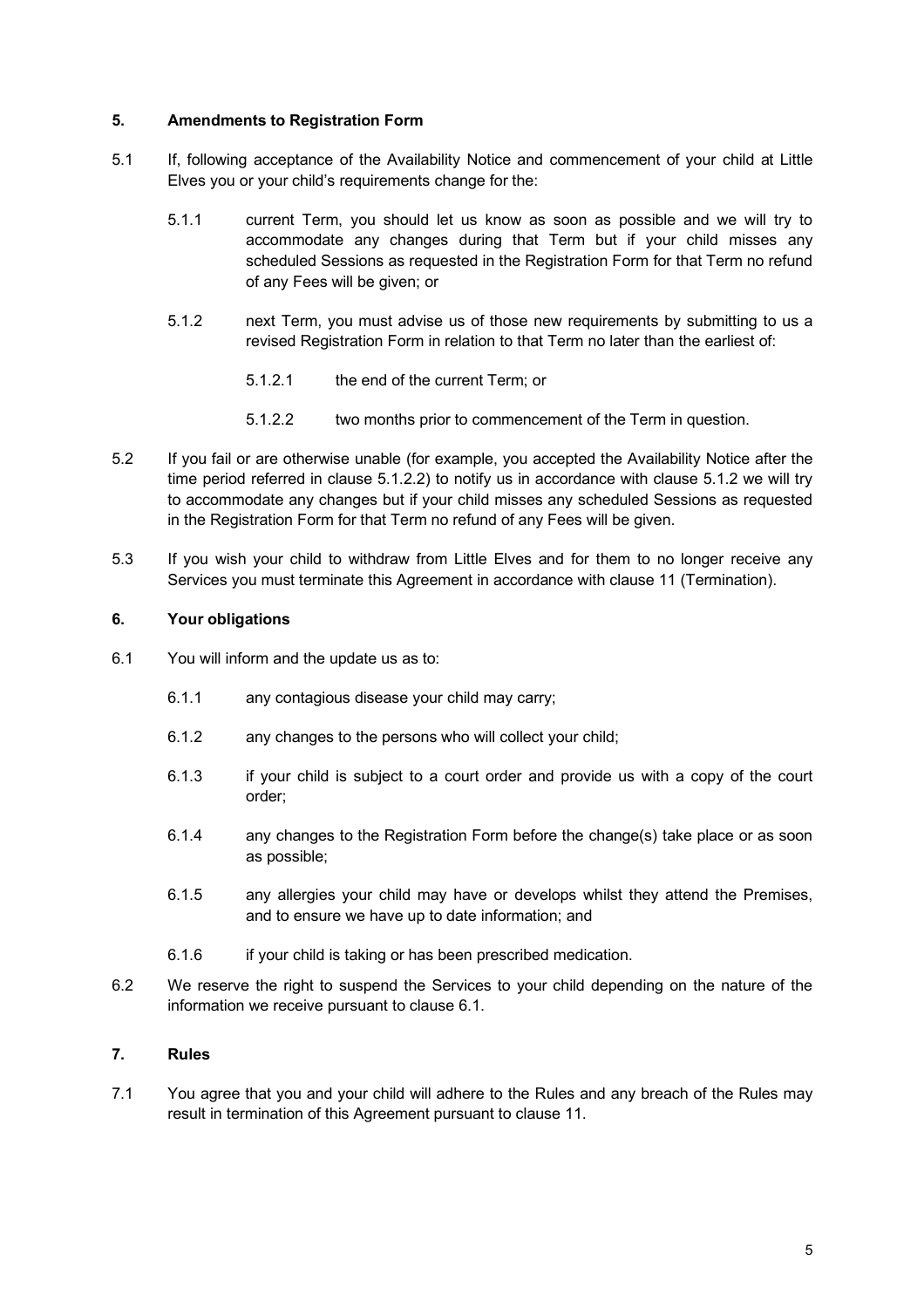## 5. Amendments to Registration Form

5.1 If, following acceptance of the Availability Notice and commencement of your child at Little Elves you or your child's requirements change for the:

5.1.1 current Term, you should let us know as soon as possible and we will try to accommodate any changes during that Term but if your child misses any scheduled Sessions as requested in the Registration Form for that Term no refund of any Fees will be given; or

5.1.2 next Term, you must advise us of those new requirements by submitting to us a revised Registration Form in relation to that Term no later than the earliest of:

5.1.2.1 the end of the current Term; or

5.1.2.2 two months prior to commencement of the Term in question.

5.2 If you fail or are otherwise unable (for example, you accepted the Availability Notice after the time period referred in clause 5.1.2.2) to notify us in accordance with clause 5.1.2 we will try to accommodate any changes but if your child misses any scheduled Sessions as requested in the Registration Form for that Term no refund of any Fees will be given.

5.3 If you wish your child to withdraw from Little Elves and for them to no longer receive any Services you must terminate this Agreement in accordance with clause 11 (Termination).

## 6. Your obligations

6.1 You will inform and the update us as to:

6.1.1 any contagious disease your child may carry;

6.1.2 any changes to the persons who will collect your child;

6.1.3 if your child is subject to a court order and provide us with a copy of the court order;

6.1.4 any changes to the Registration Form before the change(s) take place or as soon as possible;

6.1.5 any allergies your child may have or develops whilst they attend the Premises, and to ensure we have up to date information; and

6.1.6 if your child is taking or has been prescribed medication.

6.2 We reserve the right to suspend the Services to your child depending on the nature of the information we receive pursuant to clause 6.1.

## 7. Rules

7.1 You agree that you and your child will adhere to the Rules and any breach of the Rules may result in termination of this Agreement pursuant to clause 11.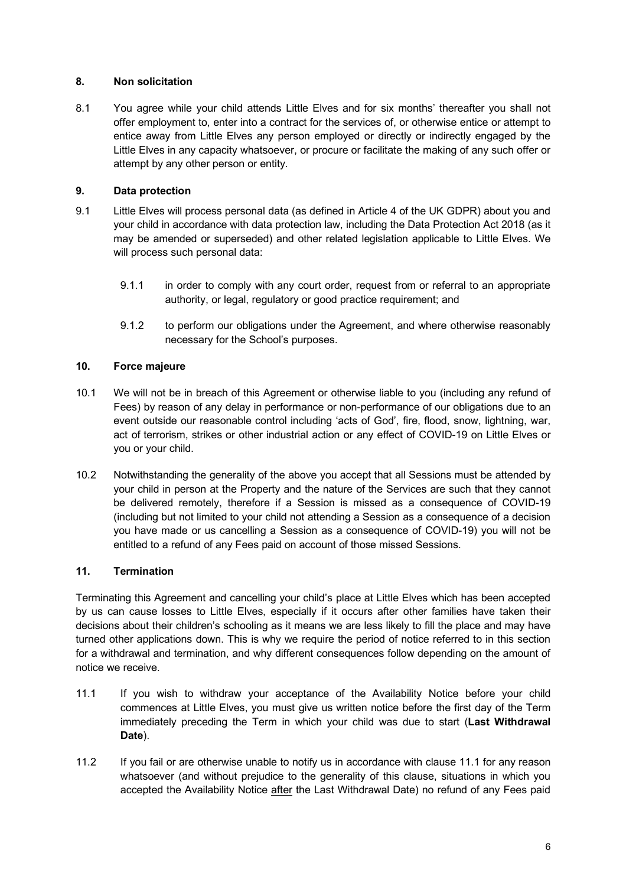## 8. Non solicitation

8.1 You agree while your child attends Little Elves and for six months' thereafter you shall not offer employment to, enter into a contract for the services of, or otherwise entice or attempt to entice away from Little Elves any person employed or directly or indirectly engaged by the Little Elves in any capacity whatsoever, or procure or facilitate the making of any such offer or attempt by any other person or entity.

## 9. Data protection

9.1 Little Elves will process personal data (as defined in Article 4 of the UK GDPR) about you and your child in accordance with data protection law, including the Data Protection Act 2018 (as it may be amended or superseded) and other related legislation applicable to Little Elves. We will process such personal data:

9.1.1 in order to comply with any court order, request from or referral to an appropriate authority, or legal, regulatory or good practice requirement; and

9.1.2 to perform our obligations under the Agreement, and where otherwise reasonably necessary for the School's purposes.

## 10. Force majeure

10.1 We will not be in breach of this Agreement or otherwise liable to you (including any refund of Fees) by reason of any delay in performance or non-performance of our obligations due to an event outside our reasonable control including 'acts of God', fire, flood, snow, lightning, war, act of terrorism, strikes or other industrial action or any effect of COVID-19 on Little Elves or you or your child.

10.2 Notwithstanding the generality of the above you accept that all Sessions must be attended by your child in person at the Property and the nature of the Services are such that they cannot be delivered remotely, therefore if a Session is missed as a consequence of COVID-19 (including but not limited to your child not attending a Session as a consequence of a decision you have made or us cancelling a Session as a consequence of COVID-19) you will not be entitled to a refund of any Fees paid on account of those missed Sessions.

## 11. Termination

Terminating this Agreement and cancelling your child's place at Little Elves which has been accepted by us can cause losses to Little Elves, especially if it occurs after other families have taken their decisions about their children's schooling as it means we are less likely to fill the place and may have turned other applications down. This is why we require the period of notice referred to in this section for a withdrawal and termination, and why different consequences follow depending on the amount of notice we receive.

11.1 If you wish to withdraw your acceptance of the Availability Notice before your child commences at Little Elves, you must give us written notice before the first day of the Term immediately preceding the Term in which your child was due to start (**Last Withdrawal Date**).

11.2 If you fail or are otherwise unable to notify us in accordance with clause 11.1 for any reason whatsoever (and without prejudice to the generality of this clause, situations in which you accepted the Availability Notice after the Last Withdrawal Date) no refund of any Fees paid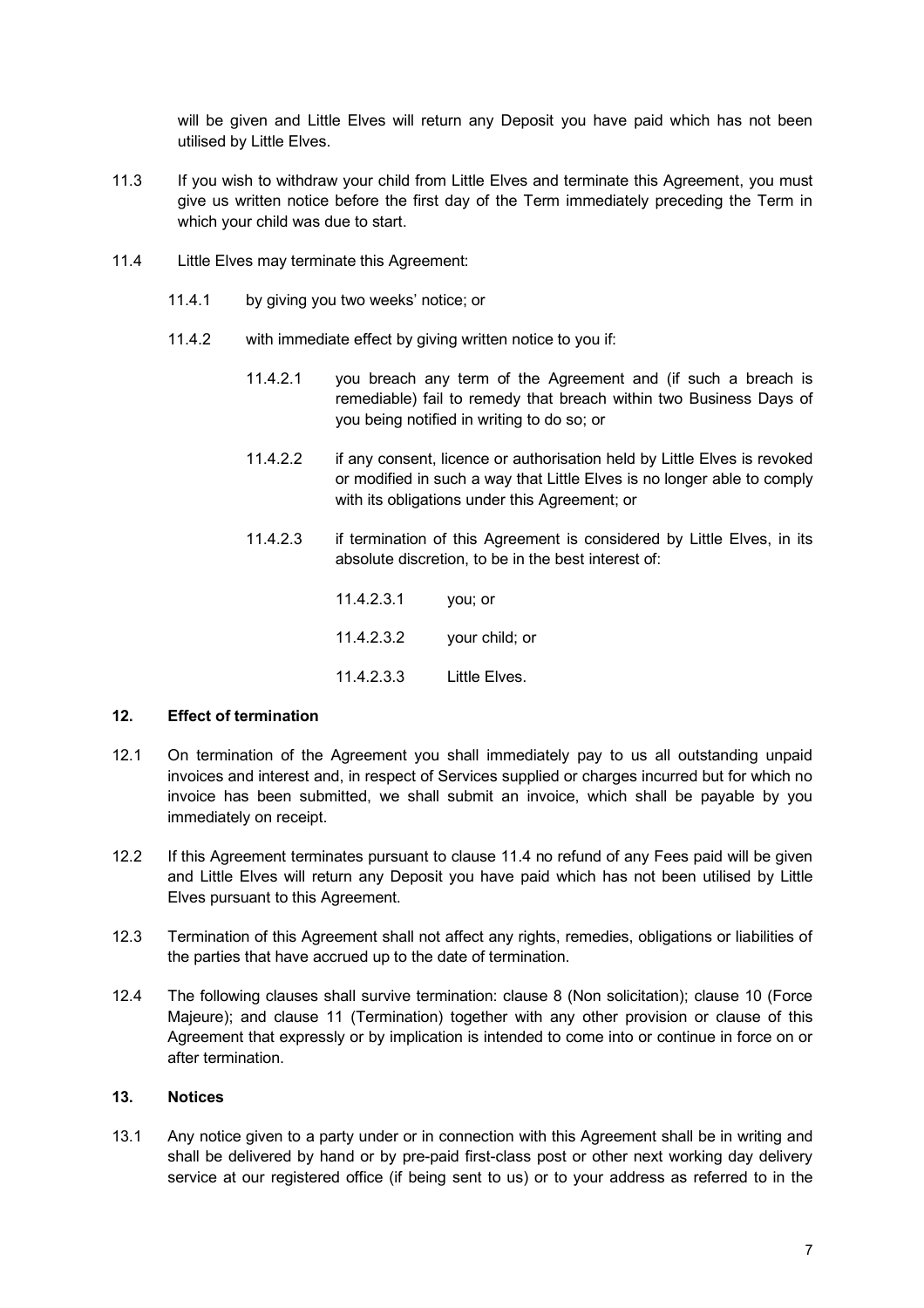will be given and Little Elves will return any Deposit you have paid which has not been utilised by Little Elves.

11.3 If you wish to withdraw your child from Little Elves and terminate this Agreement, you must give us written notice before the first day of the Term immediately preceding the Term in which your child was due to start.

11.4 Little Elves may terminate this Agreement:

11.4.1 by giving you two weeks' notice; or

11.4.2 with immediate effect by giving written notice to you if:

11.4.2.1 you breach any term of the Agreement and (if such a breach is remediable) fail to remedy that breach within two Business Days of you being notified in writing to do so; or

11.4.2.2 if any consent, licence or authorisation held by Little Elves is revoked or modified in such a way that Little Elves is no longer able to comply with its obligations under this Agreement; or

11.4.2.3 if termination of this Agreement is considered by Little Elves, in its absolute discretion, to be in the best interest of:

11.4.2.3.1 you; or

11.4.2.3.2 your child; or

11.4.2.3.3 Little Elves.

## 12. Effect of termination

12.1 On termination of the Agreement you shall immediately pay to us all outstanding unpaid invoices and interest and, in respect of Services supplied or charges incurred but for which no invoice has been submitted, we shall submit an invoice, which shall be payable by you immediately on receipt.

12.2 If this Agreement terminates pursuant to clause 11.4 no refund of any Fees paid will be given and Little Elves will return any Deposit you have paid which has not been utilised by Little Elves pursuant to this Agreement.

12.3 Termination of this Agreement shall not affect any rights, remedies, obligations or liabilities of the parties that have accrued up to the date of termination.

12.4 The following clauses shall survive termination: clause 8 (Non solicitation); clause 10 (Force Majeure); and clause 11 (Termination) together with any other provision or clause of this Agreement that expressly or by implication is intended to come into or continue in force on or after termination.

## 13. Notices

13.1 Any notice given to a party under or in connection with this Agreement shall be in writing and shall be delivered by hand or by pre-paid first-class post or other next working day delivery service at our registered office (if being sent to us) or to your address as referred to in the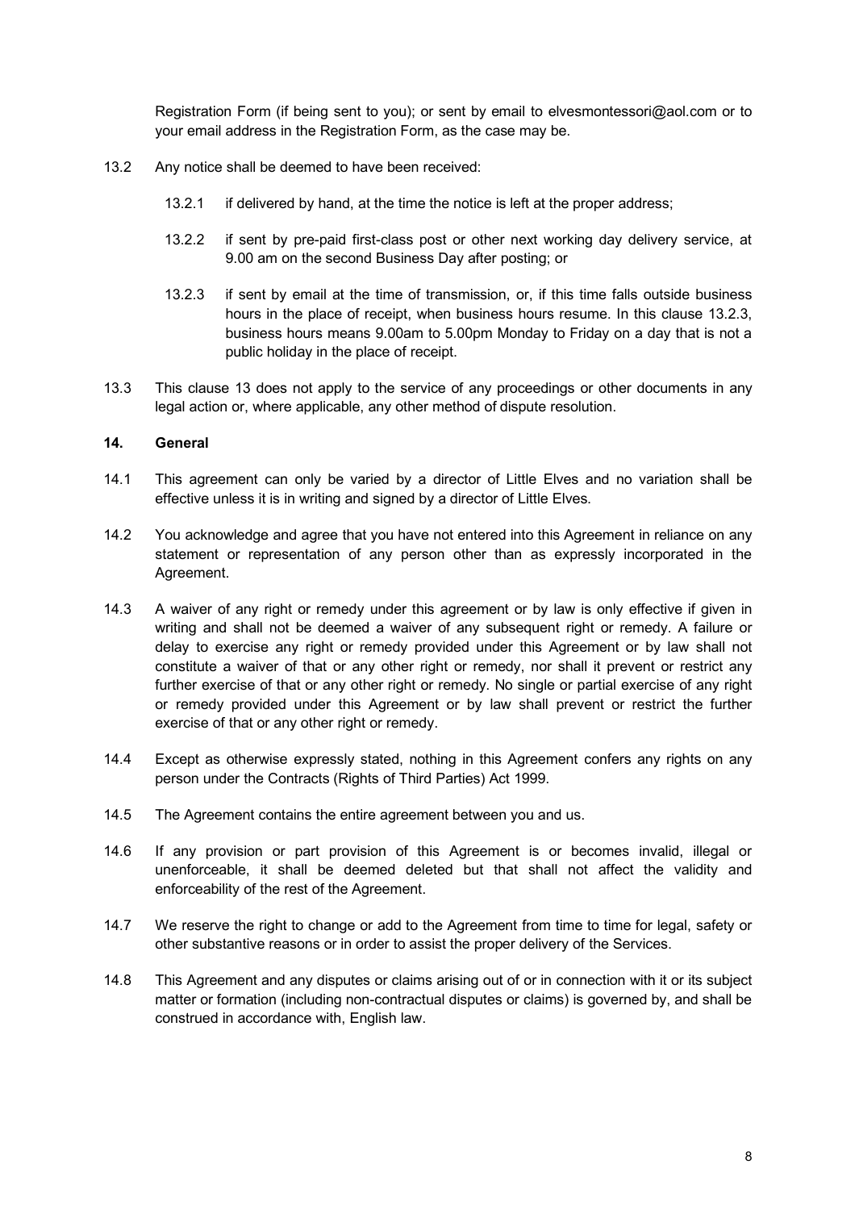Registration Form (if being sent to you); or sent by email to elvesmontessori@aol.com or to your email address in the Registration Form, as the case may be.

13.2 Any notice shall be deemed to have been received:

13.2.1 if delivered by hand, at the time the notice is left at the proper address;

13.2.2 if sent by pre-paid first-class post or other next working day delivery service, at 9.00 am on the second Business Day after posting; or

13.2.3 if sent by email at the time of transmission, or, if this time falls outside business hours in the place of receipt, when business hours resume. In this clause 13.2.3, business hours means 9.00am to 5.00pm Monday to Friday on a day that is not a public holiday in the place of receipt.

13.3 This clause 13 does not apply to the service of any proceedings or other documents in any legal action or, where applicable, any other method of dispute resolution.

**14. General**

14.1 This agreement can only be varied by a director of Little Elves and no variation shall be effective unless it is in writing and signed by a director of Little Elves.

14.2 You acknowledge and agree that you have not entered into this Agreement in reliance on any statement or representation of any person other than as expressly incorporated in the Agreement.

14.3 A waiver of any right or remedy under this agreement or by law is only effective if given in writing and shall not be deemed a waiver of any subsequent right or remedy. A failure or delay to exercise any right or remedy provided under this Agreement or by law shall not constitute a waiver of that or any other right or remedy, nor shall it prevent or restrict any further exercise of that or any other right or remedy. No single or partial exercise of any right or remedy provided under this Agreement or by law shall prevent or restrict the further exercise of that or any other right or remedy.

14.4 Except as otherwise expressly stated, nothing in this Agreement confers any rights on any person under the Contracts (Rights of Third Parties) Act 1999.

14.5 The Agreement contains the entire agreement between you and us.

14.6 If any provision or part provision of this Agreement is or becomes invalid, illegal or unenforceable, it shall be deemed deleted but that shall not affect the validity and enforceability of the rest of the Agreement.

14.7 We reserve the right to change or add to the Agreement from time to time for legal, safety or other substantive reasons or in order to assist the proper delivery of the Services.

14.8 This Agreement and any disputes or claims arising out of or in connection with it or its subject matter or formation (including non-contractual disputes or claims) is governed by, and shall be construed in accordance with, English law.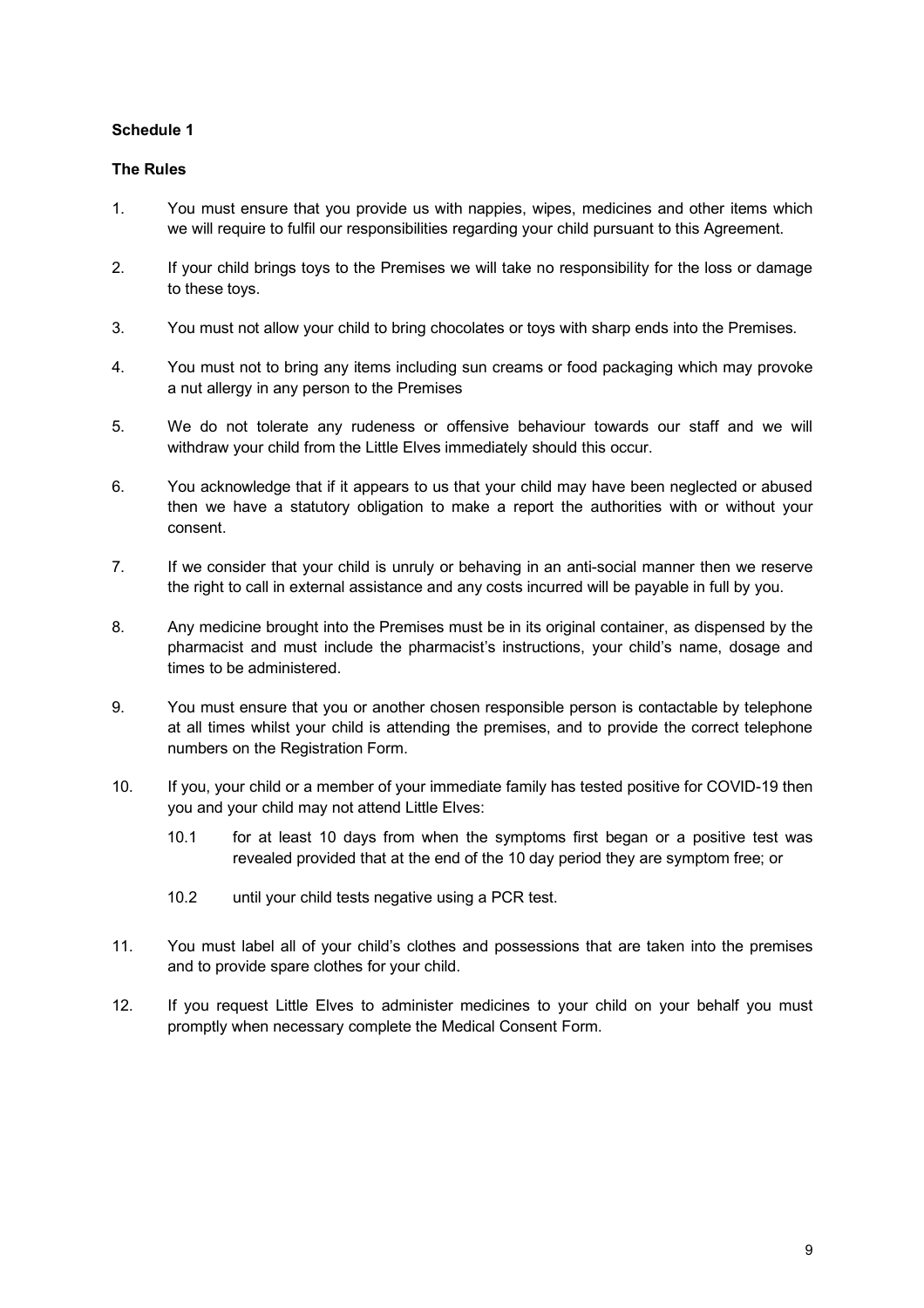**Schedule 1**

**The Rules**

1. You must ensure that you provide us with nappies, wipes, medicines and other items which we will require to fulfil our responsibilities regarding your child pursuant to this Agreement.

2. If your child brings toys to the Premises we will take no responsibility for the loss or damage to these toys.

3. You must not allow your child to bring chocolates or toys with sharp ends into the Premises.

4. You must not to bring any items including sun creams or food packaging which may provoke a nut allergy in any person to the Premises

5. We do not tolerate any rudeness or offensive behaviour towards our staff and we will withdraw your child from the Little Elves immediately should this occur.

6. You acknowledge that if it appears to us that your child may have been neglected or abused then we have a statutory obligation to make a report the authorities with or without your consent.

7. If we consider that your child is unruly or behaving in an anti-social manner then we reserve the right to call in external assistance and any costs incurred will be payable in full by you.

8. Any medicine brought into the Premises must be in its original container, as dispensed by the pharmacist and must include the pharmacist's instructions, your child's name, dosage and times to be administered.

9. You must ensure that you or another chosen responsible person is contactable by telephone at all times whilst your child is attending the premises, and to provide the correct telephone numbers on the Registration Form.

10. If you, your child or a member of your immediate family has tested positive for COVID-19 then you and your child may not attend Little Elves:

    10.1 for at least 10 days from when the symptoms first began or a positive test was revealed provided that at the end of the 10 day period they are symptom free; or

    10.2 until your child tests negative using a PCR test.

11. You must label all of your child's clothes and possessions that are taken into the premises and to provide spare clothes for your child.

12. If you request Little Elves to administer medicines to your child on your behalf you must promptly when necessary complete the Medical Consent Form.